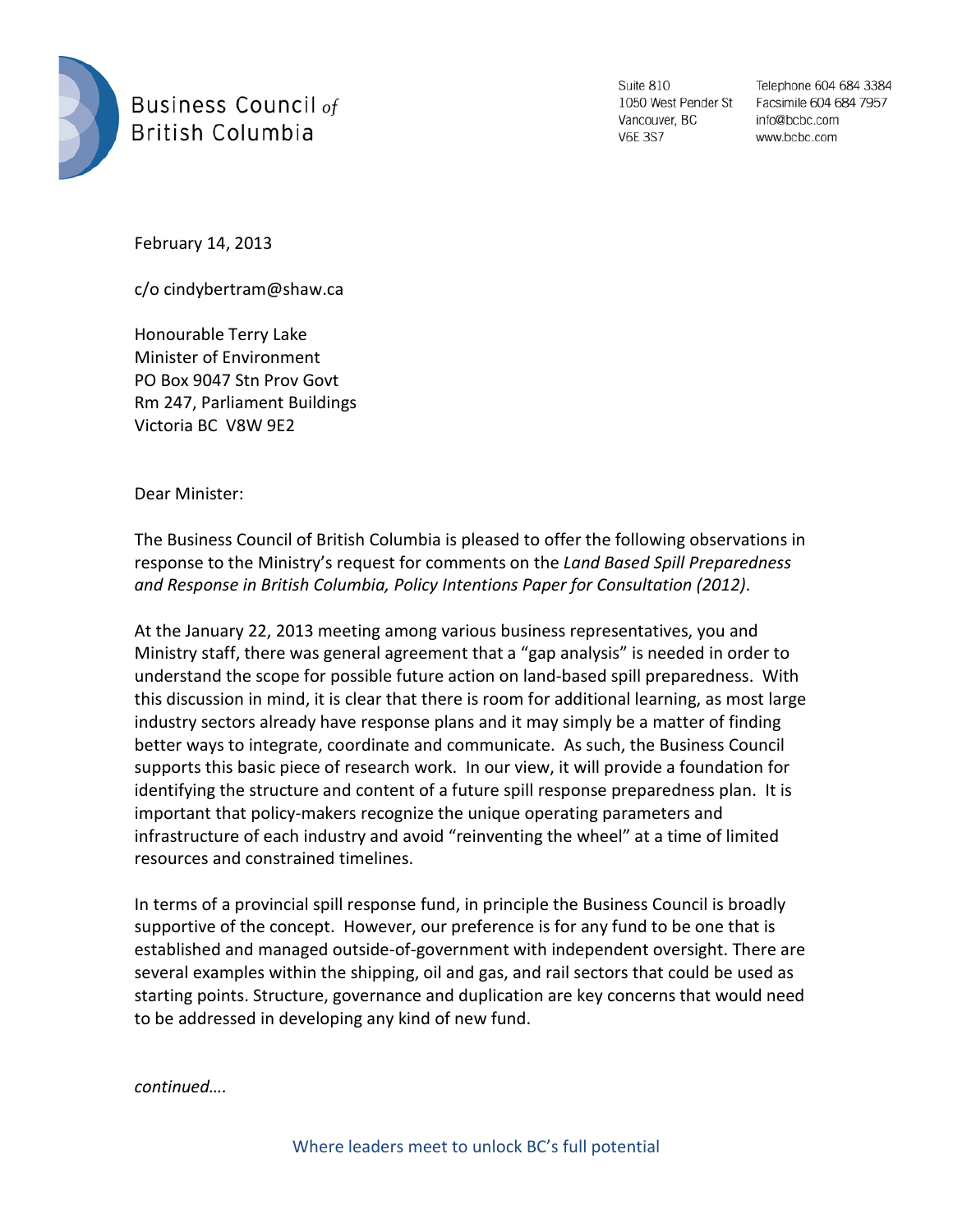Business Council *of* British Columbia

Suite 810
1050 West Pender St
Vancouver, BC
V6E 3S7

Telephone 604 684 3384
Facsimile 604 684 7957
info@bcbc.com
www.bcbc.com

February 14, 2013

c/o cindybertram@shaw.ca

Honourable Terry Lake
Minister of Environment
PO Box 9047 Stn Prov Govt
Rm 247, Parliament Buildings
Victoria BC V8W 9E2

Dear Minister:

The Business Council of British Columbia is pleased to offer the following observations in response to the Ministry's request for comments on the *Land Based Spill Preparedness and Response in British Columbia, Policy Intentions Paper for Consultation (2012)*.

At the January 22, 2013 meeting among various business representatives, you and Ministry staff, there was general agreement that a "gap analysis" is needed in order to understand the scope for possible future action on land-based spill preparedness. With this discussion in mind, it is clear that there is room for additional learning, as most large industry sectors already have response plans and it may simply be a matter of finding better ways to integrate, coordinate and communicate. As such, the Business Council supports this basic piece of research work. In our view, it will provide a foundation for identifying the structure and content of a future spill response preparedness plan. It is important that policy-makers recognize the unique operating parameters and infrastructure of each industry and avoid "reinventing the wheel" at a time of limited resources and constrained timelines.

In terms of a provincial spill response fund, in principle the Business Council is broadly supportive of the concept. However, our preference is for any fund to be one that is established and managed outside-of-government with independent oversight. There are several examples within the shipping, oil and gas, and rail sectors that could be used as starting points. Structure, governance and duplication are key concerns that would need to be addressed in developing any kind of new fund.

*continued….*

Where leaders meet to unlock BC's full potential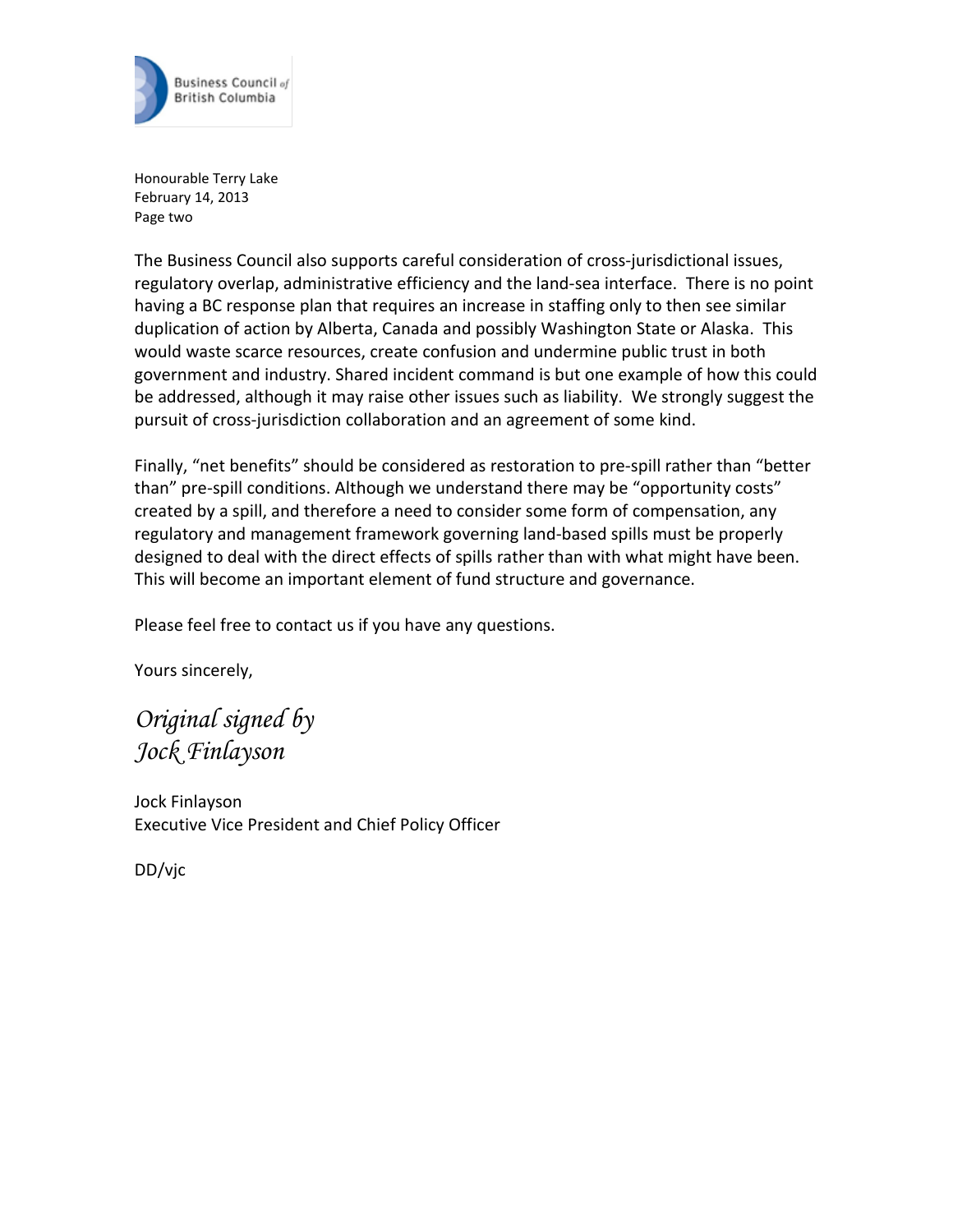Honourable Terry Lake
February 14, 2013
Page two

The Business Council also supports careful consideration of cross-jurisdictional issues, regulatory overlap, administrative efficiency and the land-sea interface. There is no point having a BC response plan that requires an increase in staffing only to then see similar duplication of action by Alberta, Canada and possibly Washington State or Alaska. This would waste scarce resources, create confusion and undermine public trust in both government and industry. Shared incident command is but one example of how this could be addressed, although it may raise other issues such as liability. We strongly suggest the pursuit of cross-jurisdiction collaboration and an agreement of some kind.

Finally, "net benefits" should be considered as restoration to pre-spill rather than "better than" pre-spill conditions. Although we understand there may be "opportunity costs" created by a spill, and therefore a need to consider some form of compensation, any regulatory and management framework governing land-based spills must be properly designed to deal with the direct effects of spills rather than with what might have been. This will become an important element of fund structure and governance.

Please feel free to contact us if you have any questions.

Yours sincerely,

*Original signed by*
*Jock Finlayson*

Jock Finlayson
Executive Vice President and Chief Policy Officer

DD/vjc